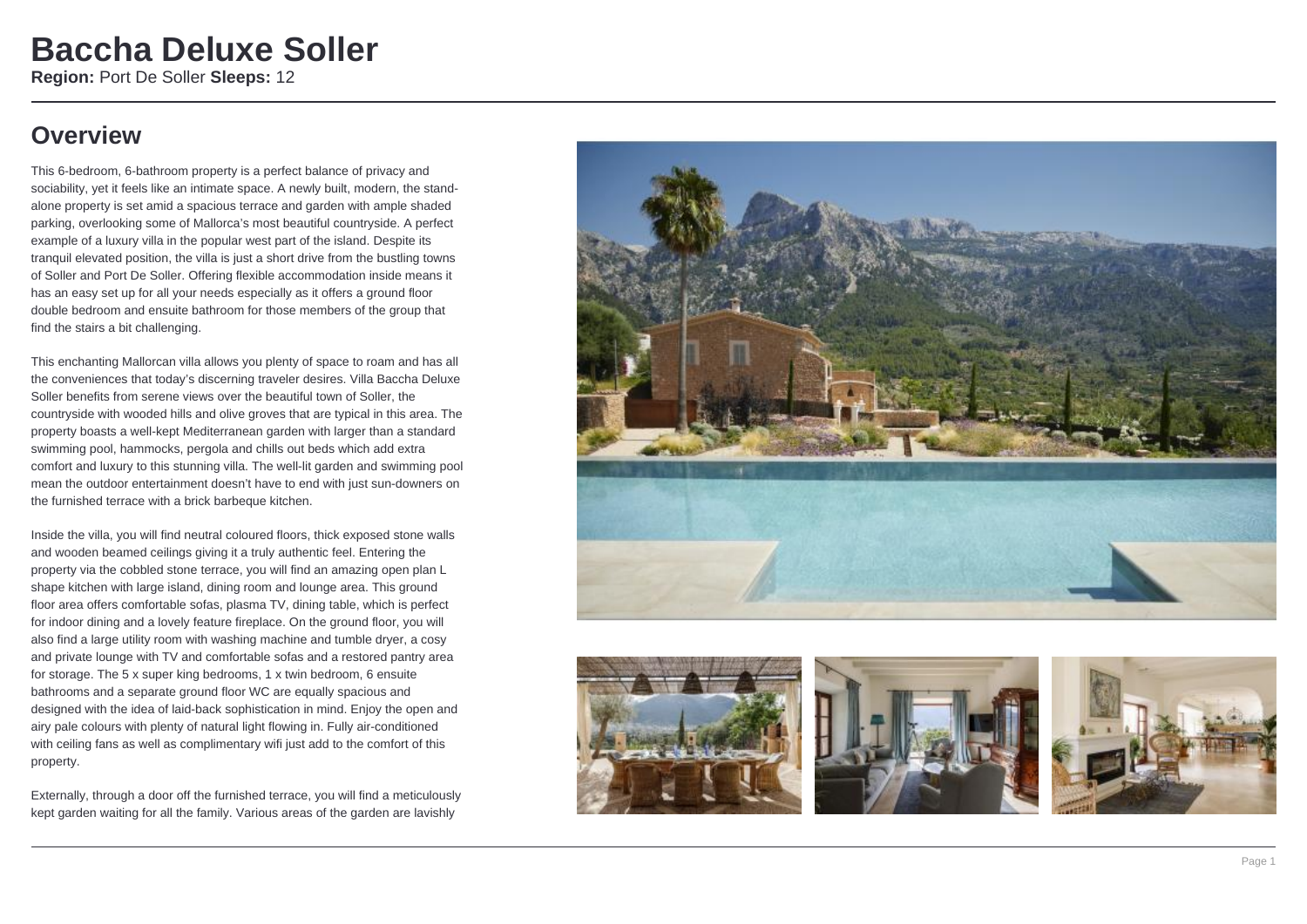# Baccha Deluxe Soller

**Region:** Port De Soller **Sleeps:** 12

## Overview

This 6-bedroom, 6-bathroom property is a perfect balance of privacy and sociability, yet it feels like an intimate space. A newly built, modern, the stand-alone property is set amid a spacious terrace and garden with ample shaded parking, overlooking some of Mallorca's most beautiful countryside. A perfect example of a luxury villa in the popular west part of the island. Despite its tranquil elevated position, the villa is just a short drive from the bustling towns of Soller and Port De Soller. Offering flexible accommodation inside means it has an easy set up for all your needs especially as it offers a ground floor double bedroom and ensuite bathroom for those members of the group that find the stairs a bit challenging.

This enchanting Mallorcan villa allows you plenty of space to roam and has all the conveniences that today's discerning traveler desires. Villa Baccha Deluxe Soller benefits from serene views over the beautiful town of Soller, the countryside with wooded hills and olive groves that are typical in this area. The property boasts a well-kept Mediterranean garden with larger than a standard swimming pool, hammocks, pergola and chills out beds which add extra comfort and luxury to this stunning villa. The well-lit garden and swimming pool mean the outdoor entertainment doesn't have to end with just sun-downers on the furnished terrace with a brick barbeque kitchen.

Inside the villa, you will find neutral coloured floors, thick exposed stone walls and wooden beamed ceilings giving it a truly authentic feel. Entering the property via the cobbled stone terrace, you will find an amazing open plan L shape kitchen with large island, dining room and lounge area. This ground floor area offers comfortable sofas, plasma TV, dining table, which is perfect for indoor dining and a lovely feature fireplace. On the ground floor, you will also find a large utility room with washing machine and tumble dryer, a cosy and private lounge with TV and comfortable sofas and a restored pantry area for storage. The 5 x super king bedrooms, 1 x twin bedroom, 6 ensuite bathrooms and a separate ground floor WC are equally spacious and designed with the idea of laid-back sophistication in mind. Enjoy the open and airy pale colours with plenty of natural light flowing in. Fully air-conditioned with ceiling fans as well as complimentary wifi just add to the comfort of this property.

Externally, through a door off the furnished terrace, you will find a meticulously kept garden waiting for all the family. Various areas of the garden are lavishly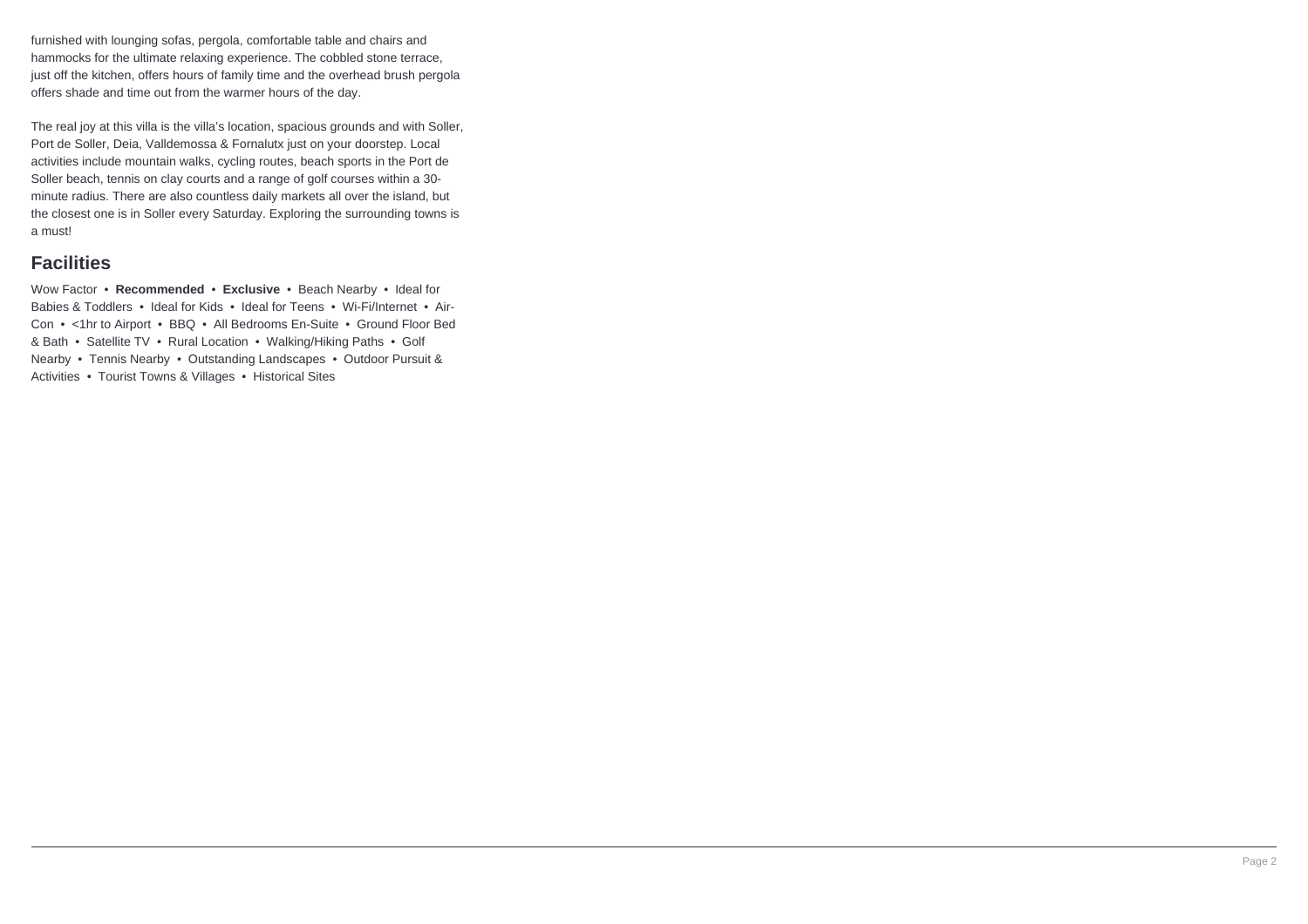furnished with lounging sofas, pergola, comfortable table and chairs and hammocks for the ultimate relaxing experience. The cobbled stone terrace, just off the kitchen, offers hours of family time and the overhead brush pergola offers shade and time out from the warmer hours of the day.

The real joy at this villa is the villa's location, spacious grounds and with Soller, Port de Soller, Deia, Valldemossa & Fornalutx just on your doorstep. Local activities include mountain walks, cycling routes, beach sports in the Port de Soller beach, tennis on clay courts and a range of golf courses within a 30-minute radius. There are also countless daily markets all over the island, but the closest one is in Soller every Saturday. Exploring the surrounding towns is a must!

## Facilities

Wow Factor • **Recommended** • **Exclusive** • Beach Nearby • Ideal for Babies & Toddlers • Ideal for Kids • Ideal for Teens • Wi-Fi/Internet • Air-Con • <1hr to Airport • BBQ • All Bedrooms En-Suite • Ground Floor Bed & Bath • Satellite TV • Rural Location • Walking/Hiking Paths • Golf Nearby • Tennis Nearby • Outstanding Landscapes • Outdoor Pursuit & Activities • Tourist Towns & Villages • Historical Sites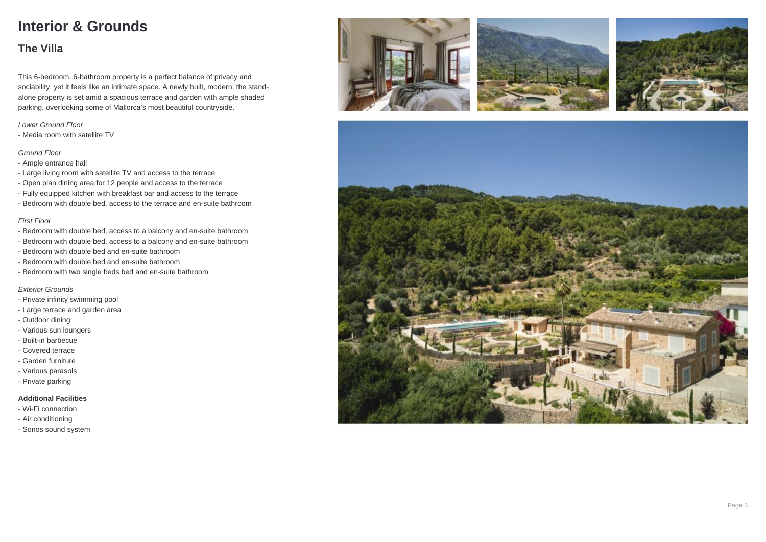# Interior & Grounds

## The Villa

This 6-bedroom, 6-bathroom property is a perfect balance of privacy and sociability, yet it feels like an intimate space. A newly built, modern, the stand-alone property is set amid a spacious terrace and garden with ample shaded parking, overlooking some of Mallorca's most beautiful countryside.

*Lower Ground Floor*

- Media room with satellite TV

*Ground Floor*

- Ample entrance hall
- Large living room with satellite TV and access to the terrace
- Open plan dining area for 12 people and access to the terrace
- Fully equipped kitchen with breakfast bar and access to the terrace
- Bedroom with double bed, access to the terrace and en-suite bathroom

*First Floor*

- Bedroom with double bed, access to a balcony and en-suite bathroom
- Bedroom with double bed, access to a balcony and en-suite bathroom
- Bedroom with double bed and en-suite bathroom
- Bedroom with double bed and en-suite bathroom
- Bedroom with two single beds bed and en-suite bathroom

*Exterior Grounds*

- Private infinity swimming pool
- Large terrace and garden area
- Outdoor dining
- Various sun loungers
- Built-in barbecue
- Covered terrace
- Garden furniture
- Various parasols
- Private parking

**Additional Facilities**

- Wi-Fi connection
- Air conditioning
- Sonos sound system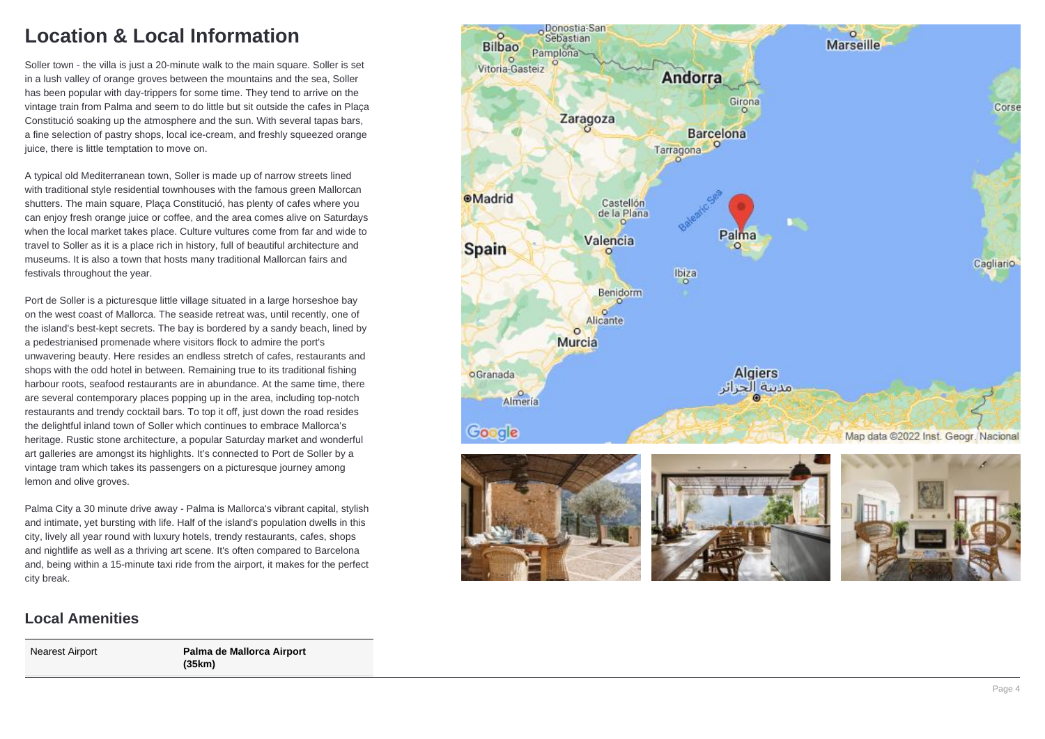# Location & Local Information

Soller town - the villa is just a 20-minute walk to the main square. Soller is set in a lush valley of orange groves between the mountains and the sea, Soller has been popular with day-trippers for some time. They tend to arrive on the vintage train from Palma and seem to do little but sit outside the cafes in Plaça Constitució soaking up the atmosphere and the sun. With several tapas bars, a fine selection of pastry shops, local ice-cream, and freshly squeezed orange juice, there is little temptation to move on.

A typical old Mediterranean town, Soller is made up of narrow streets lined with traditional style residential townhouses with the famous green Mallorcan shutters. The main square, Plaça Constitució, has plenty of cafes where you can enjoy fresh orange juice or coffee, and the area comes alive on Saturdays when the local market takes place. Culture vultures come from far and wide to travel to Soller as it is a place rich in history, full of beautiful architecture and museums. It is also a town that hosts many traditional Mallorcan fairs and festivals throughout the year.

Port de Soller is a picturesque little village situated in a large horseshoe bay on the west coast of Mallorca. The seaside retreat was, until recently, one of the island's best-kept secrets. The bay is bordered by a sandy beach, lined by a pedestrianised promenade where visitors flock to admire the port's unwavering beauty. Here resides an endless stretch of cafes, restaurants and shops with the odd hotel in between. Remaining true to its traditional fishing harbour roots, seafood restaurants are in abundance. At the same time, there are several contemporary places popping up in the area, including top-notch restaurants and trendy cocktail bars. To top it off, just down the road resides the delightful inland town of Soller which continues to embrace Mallorca's heritage. Rustic stone architecture, a popular Saturday market and wonderful art galleries are amongst its highlights. It's connected to Port de Soller by a vintage tram which takes its passengers on a picturesque journey among lemon and olive groves.

Palma City a 30 minute drive away - Palma is Mallorca's vibrant capital, stylish and intimate, yet bursting with life. Half of the island's population dwells in this city, lively all year round with luxury hotels, trendy restaurants, cafes, shops and nightlife as well as a thriving art scene. It's often compared to Barcelona and, being within a 15-minute taxi ride from the airport, it makes for the perfect city break.

## Local Amenities

| | |
|---|---|
| Nearest Airport | **Palma de Mallorca Airport (35km)** |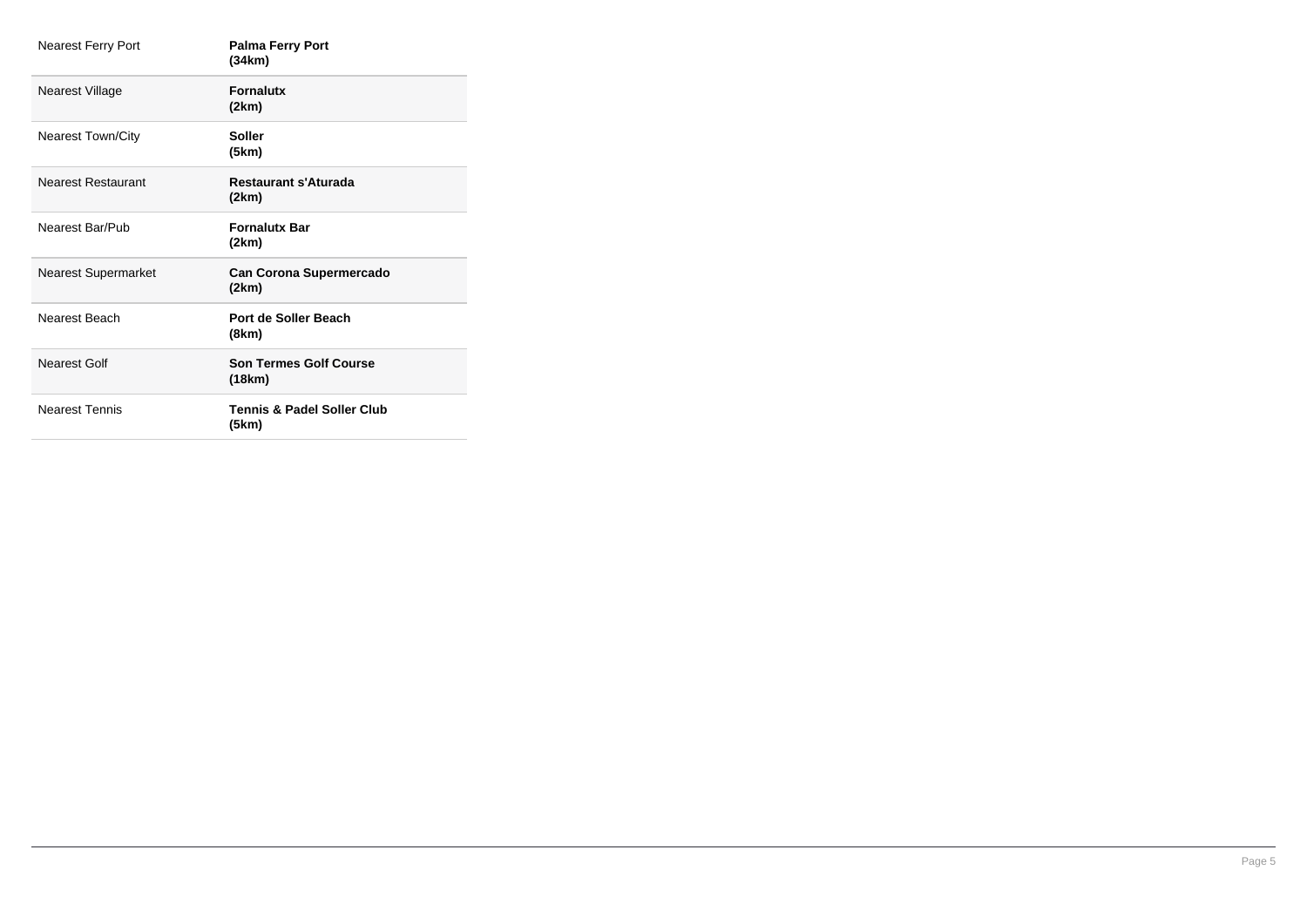| | |
|---|---|
| Nearest Ferry Port | **Palma Ferry Port (34km)** |
| Nearest Village | **Fornalutx (2km)** |
| Nearest Town/City | **Soller (5km)** |
| Nearest Restaurant | **Restaurant s'Aturada (2km)** |
| Nearest Bar/Pub | **Fornalutx Bar (2km)** |
| Nearest Supermarket | **Can Corona Supermercado (2km)** |
| Nearest Beach | **Port de Soller Beach (8km)** |
| Nearest Golf | **Son Termes Golf Course (18km)** |
| Nearest Tennis | **Tennis & Padel Soller Club (5km)** |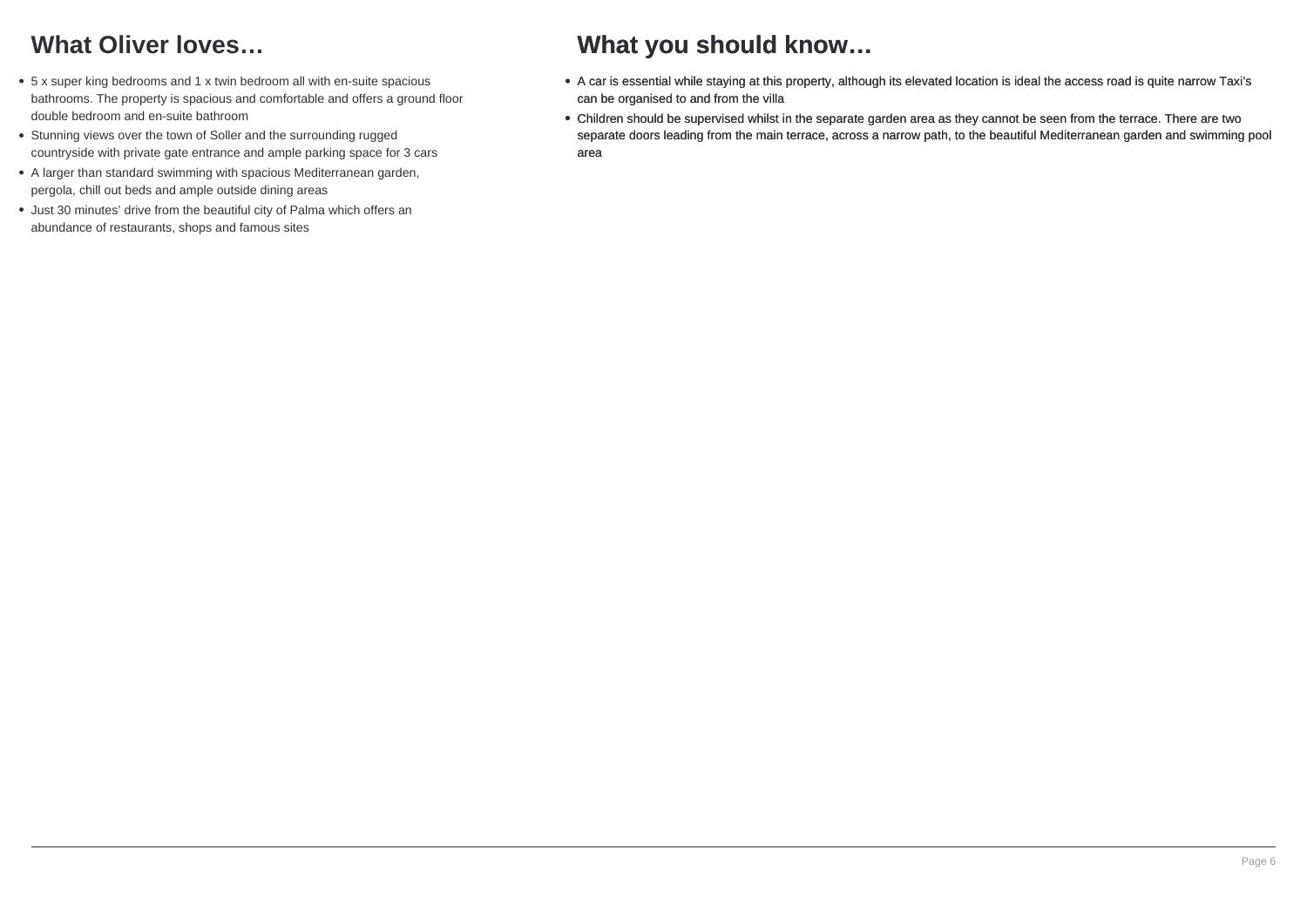## What Oliver loves…

- 5 x super king bedrooms and 1 x twin bedroom all with en-suite spacious bathrooms. The property is spacious and comfortable and offers a ground floor double bedroom and en-suite bathroom
- Stunning views over the town of Soller and the surrounding rugged countryside with private gate entrance and ample parking space for 3 cars
- A larger than standard swimming with spacious Mediterranean garden, pergola, chill out beds and ample outside dining areas
- Just 30 minutes' drive from the beautiful city of Palma which offers an abundance of restaurants, shops and famous sites

## What you should know…

- A car is essential while staying at this property, although its elevated location is ideal the access road is quite narrow Taxi's can be organised to and from the villa
- Children should be supervised whilst in the separate garden area as they cannot be seen from the terrace. There are two separate doors leading from the main terrace, across a narrow path, to the beautiful Mediterranean garden and swimming pool area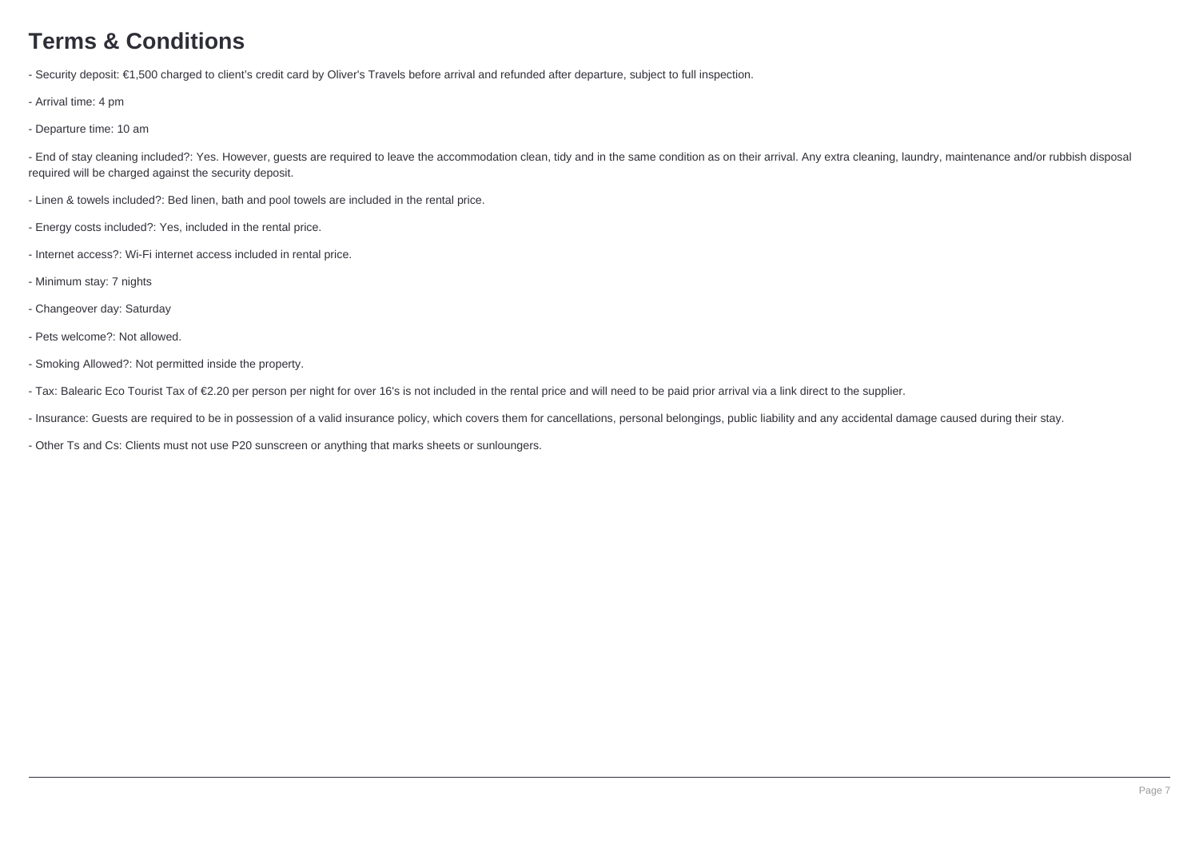# Terms & Conditions

- Security deposit: €1,500 charged to client's credit card by Oliver's Travels before arrival and refunded after departure, subject to full inspection.

- Arrival time: 4 pm

- Departure time: 10 am

- End of stay cleaning included?: Yes. However, guests are required to leave the accommodation clean, tidy and in the same condition as on their arrival. Any extra cleaning, laundry, maintenance and/or rubbish disposal required will be charged against the security deposit.

- Linen & towels included?: Bed linen, bath and pool towels are included in the rental price.

- Energy costs included?: Yes, included in the rental price.

- Internet access?: Wi-Fi internet access included in rental price.

- Minimum stay: 7 nights

- Changeover day: Saturday

- Pets welcome?: Not allowed.

- Smoking Allowed?: Not permitted inside the property.

- Tax: Balearic Eco Tourist Tax of €2.20 per person per night for over 16's is not included in the rental price and will need to be paid prior arrival via a link direct to the supplier.

- Insurance: Guests are required to be in possession of a valid insurance policy, which covers them for cancellations, personal belongings, public liability and any accidental damage caused during their stay.

- Other Ts and Cs: Clients must not use P20 sunscreen or anything that marks sheets or sunloungers.